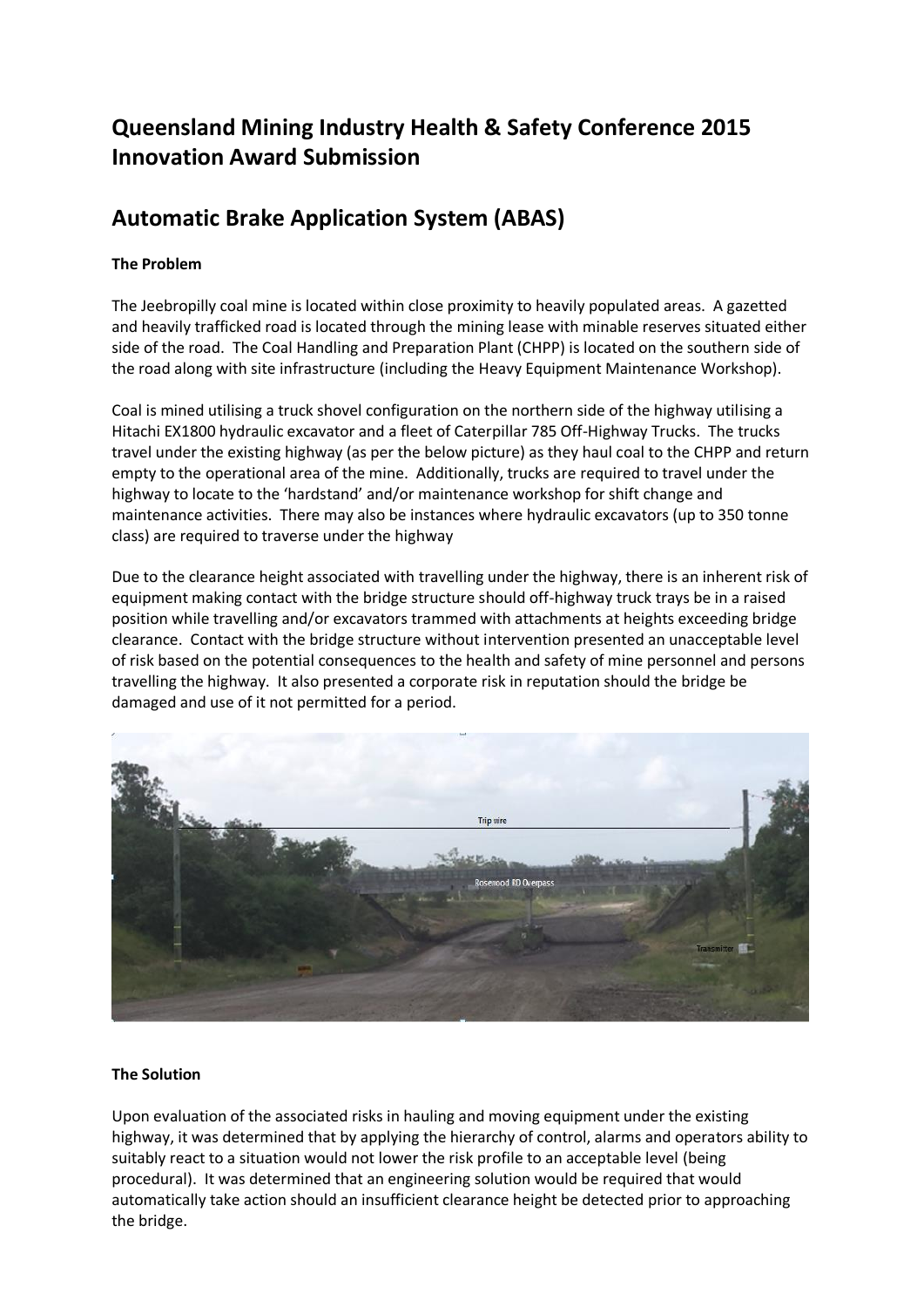# Queensland Mining Industry Health & Safety Conference 2015 Innovation Award Submission

## Automatic Brake Application System (ABAS)

### The Problem

The Jeebropilly coal mine is located within close proximity to heavily populated areas. A gazetted and heavily trafficked road is located through the mining lease with minable reserves situated either side of the road. The Coal Handling and Preparation Plant (CHPP) is located on the southern side of the road along with site infrastructure (including the Heavy Equipment Maintenance Workshop).

Coal is mined utilising a truck shovel configuration on the northern side of the highway utilising a Hitachi EX1800 hydraulic excavator and a fleet of Caterpillar 785 Off-Highway Trucks. The trucks travel under the existing highway (as per the below picture) as they haul coal to the CHPP and return empty to the operational area of the mine. Additionally, trucks are required to travel under the highway to locate to the 'hardstand' and/or maintenance workshop for shift change and maintenance activities. There may also be instances where hydraulic excavators (up to 350 tonne class) are required to traverse under the highway

Due to the clearance height associated with travelling under the highway, there is an inherent risk of equipment making contact with the bridge structure should off-highway truck trays be in a raised position while travelling and/or excavators trammed with attachments at heights exceeding bridge clearance. Contact with the bridge structure without intervention presented an unacceptable level of risk based on the potential consequences to the health and safety of mine personnel and persons travelling the highway. It also presented a corporate risk in reputation should the bridge be damaged and use of it not permitted for a period.

Trip wire

Rosewood RD Overpass

Transmitter

### The Solution

Upon evaluation of the associated risks in hauling and moving equipment under the existing highway, it was determined that by applying the hierarchy of control, alarms and operators ability to suitably react to a situation would not lower the risk profile to an acceptable level (being procedural). It was determined that an engineering solution would be required that would automatically take action should an insufficient clearance height be detected prior to approaching the bridge.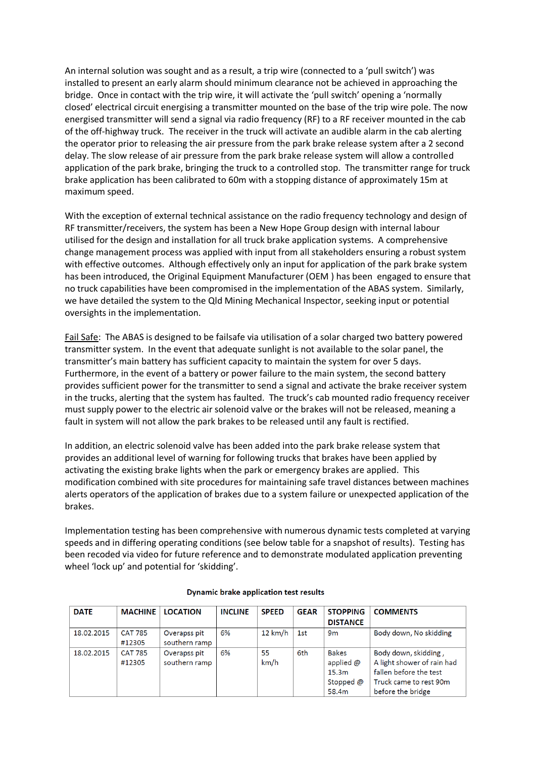An internal solution was sought and as a result, a trip wire (connected to a 'pull switch') was installed to present an early alarm should minimum clearance not be achieved in approaching the bridge. Once in contact with the trip wire, it will activate the 'pull switch' opening a 'normally closed' electrical circuit energising a transmitter mounted on the base of the trip wire pole. The now energised transmitter will send a signal via radio frequency (RF) to a RF receiver mounted in the cab of the off-highway truck. The receiver in the truck will activate an audible alarm in the cab alerting the operator prior to releasing the air pressure from the park brake release system after a 2 second delay. The slow release of air pressure from the park brake release system will allow a controlled application of the park brake, bringing the truck to a controlled stop. The transmitter range for truck brake application has been calibrated to 60m with a stopping distance of approximately 15m at maximum speed.

With the exception of external technical assistance on the radio frequency technology and design of RF transmitter/receivers, the system has been a New Hope Group design with internal labour utilised for the design and installation for all truck brake application systems. A comprehensive change management process was applied with input from all stakeholders ensuring a robust system with effective outcomes. Although effectively only an input for application of the park brake system has been introduced, the Original Equipment Manufacturer (OEM ) has been engaged to ensure that no truck capabilities have been compromised in the implementation of the ABAS system. Similarly, we have detailed the system to the Qld Mining Mechanical Inspector, seeking input or potential oversights in the implementation.

<u>Fail Safe</u>: The ABAS is designed to be failsafe via utilisation of a solar charged two battery powered transmitter system. In the event that adequate sunlight is not available to the solar panel, the transmitter's main battery has sufficient capacity to maintain the system for over 5 days. Furthermore, in the event of a battery or power failure to the main system, the second battery provides sufficient power for the transmitter to send a signal and activate the brake receiver system in the trucks, alerting that the system has faulted. The truck's cab mounted radio frequency receiver must supply power to the electric air solenoid valve or the brakes will not be released, meaning a fault in system will not allow the park brakes to be released until any fault is rectified.

In addition, an electric solenoid valve has been added into the park brake release system that provides an additional level of warning for following trucks that brakes have been applied by activating the existing brake lights when the park or emergency brakes are applied. This modification combined with site procedures for maintaining safe travel distances between machines alerts operators of the application of brakes due to a system failure or unexpected application of the brakes.

Implementation testing has been comprehensive with numerous dynamic tests completed at varying speeds and in differing operating conditions (see below table for a snapshot of results). Testing has been recoded via video for future reference and to demonstrate modulated application preventing wheel 'lock up' and potential for 'skidding'.

**Dynamic brake application test results**

| DATE | MACHINE | LOCATION | INCLINE | SPEED | GEAR | STOPPING DISTANCE | COMMENTS |
|---|---|---|---|---|---|---|---|
| 18.02.2015 | CAT 785 #12305 | Overapss pit southern ramp | 6% | 12 km/h | 1st | 9m | Body down, No skidding |
| 18.02.2015 | CAT 785 #12305 | Overapss pit southern ramp | 6% | 55 km/h | 6th | Bakes applied @ 15.3m Stopped @ 58.4m | Body down, skidding , A light shower of rain had fallen before the test Truck came to rest 90m before the bridge |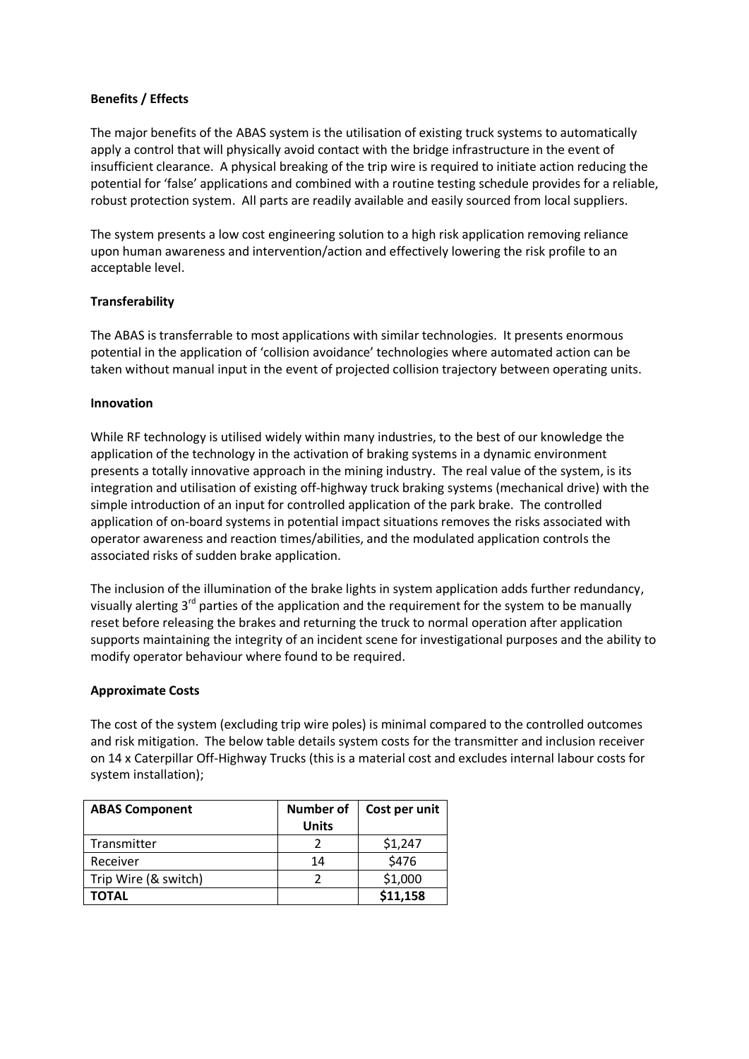**Benefits / Effects**

The major benefits of the ABAS system is the utilisation of existing truck systems to automatically apply a control that will physically avoid contact with the bridge infrastructure in the event of insufficient clearance. A physical breaking of the trip wire is required to initiate action reducing the potential for 'false' applications and combined with a routine testing schedule provides for a reliable, robust protection system. All parts are readily available and easily sourced from local suppliers.

The system presents a low cost engineering solution to a high risk application removing reliance upon human awareness and intervention/action and effectively lowering the risk profile to an acceptable level.

**Transferability**

The ABAS is transferrable to most applications with similar technologies. It presents enormous potential in the application of 'collision avoidance' technologies where automated action can be taken without manual input in the event of projected collision trajectory between operating units.

**Innovation**

While RF technology is utilised widely within many industries, to the best of our knowledge the application of the technology in the activation of braking systems in a dynamic environment presents a totally innovative approach in the mining industry. The real value of the system, is its integration and utilisation of existing off-highway truck braking systems (mechanical drive) with the simple introduction of an input for controlled application of the park brake. The controlled application of on-board systems in potential impact situations removes the risks associated with operator awareness and reaction times/abilities, and the modulated application controls the associated risks of sudden brake application.

The inclusion of the illumination of the brake lights in system application adds further redundancy, visually alerting 3rd parties of the application and the requirement for the system to be manually reset before releasing the brakes and returning the truck to normal operation after application supports maintaining the integrity of an incident scene for investigational purposes and the ability to modify operator behaviour where found to be required.

**Approximate Costs**

The cost of the system (excluding trip wire poles) is minimal compared to the controlled outcomes and risk mitigation. The below table details system costs for the transmitter and inclusion receiver on 14 x Caterpillar Off-Highway Trucks (this is a material cost and excludes internal labour costs for system installation);

| ABAS Component | Number of Units | Cost per unit |
| --- | --- | --- |
| Transmitter | 2 | $1,247 |
| Receiver | 14 | $476 |
| Trip Wire (& switch) | 2 | $1,000 |
| **TOTAL** | | **$11,158** |